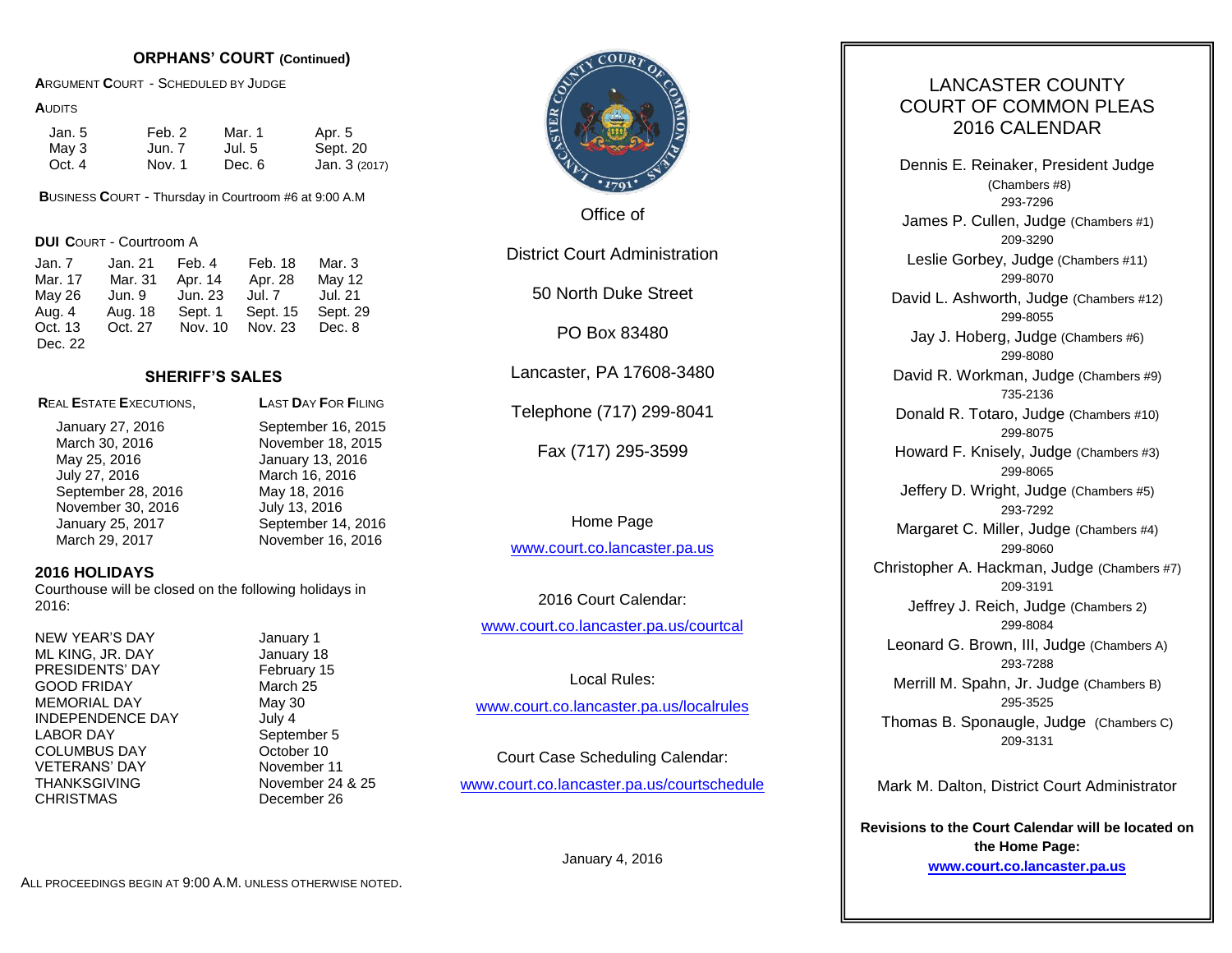## ORPHANS' COURT (Continued)

ARGUMENT COURT - SCHEDULED BY JUDGE

AUDITS

| | | | |
|---|---|---|---|
| Jan. 5 | Feb. 2 | Mar. 1 | Apr. 5 |
| May 3 | Jun. 7 | Jul. 5 | Sept. 20 |
| Oct. 4 | Nov. 1 | Dec. 6 | Jan. 3 (2017) |

**B**USINESS **C**OURT - Thursday in Courtroom #6 at 9:00 A.M

**DUI C**OURT - Courtroom A

| | | | | |
|---|---|---|---|---|
| Jan. 7 | Jan. 21 | Feb. 4 | Feb. 18 | Mar. 3 |
| Mar. 17 | Mar. 31 | Apr. 14 | Apr. 28 | May 12 |
| May 26 | Jun. 9 | Jun. 23 | Jul. 7 | Jul. 21 |
| Aug. 4 | Aug. 18 | Sept. 1 | Sept. 15 | Sept. 29 |
| Oct. 13 | Oct. 27 | Nov. 10 | Nov. 23 | Dec. 8 |
| Dec. 22 | | | | |

## SHERIFF'S SALES

| REAL ESTATE EXECUTIONS, | LAST DAY FOR FILING |
|---|---|
| January 27, 2016 | September 16, 2015 |
| March 30, 2016 | November 18, 2015 |
| May 25, 2016 | January 13, 2016 |
| July 27, 2016 | March 16, 2016 |
| September 28, 2016 | May 18, 2016 |
| November 30, 2016 | July 13, 2016 |
| January 25, 2017 | September 14, 2016 |
| March 29, 2017 | November 16, 2016 |

## 2016 HOLIDAYS

Courthouse will be closed on the following holidays in 2016:

| | |
|---|---|
| NEW YEAR'S DAY | January 1 |
| ML KING, JR. DAY | January 18 |
| PRESIDENTS' DAY | February 15 |
| GOOD FRIDAY | March 25 |
| MEMORIAL DAY | May 30 |
| INDEPENDENCE DAY | July 4 |
| LABOR DAY | September 5 |
| COLUMBUS DAY | October 10 |
| VETERANS' DAY | November 11 |
| THANKSGIVING | November 24 & 25 |
| CHRISTMAS | December 26 |

ALL PROCEEDINGS BEGIN AT 9:00 A.M. UNLESS OTHERWISE NOTED.

LANCASTER COUNTY COURT OF COMMON PLEAS • 1791 •

Office of

District Court Administration

50 North Duke Street

PO Box 83480

Lancaster, PA 17608-3480

Telephone (717) 299-8041

Fax (717) 295-3599

Home Page

www.court.co.lancaster.pa.us

2016 Court Calendar:

www.court.co.lancaster.pa.us/courtcal

Local Rules:

www.court.co.lancaster.pa.us/localrules

Court Case Scheduling Calendar:

www.court.co.lancaster.pa.us/courtschedule

January 4, 2016

# LANCASTER COUNTY COURT OF COMMON PLEAS 2016 CALENDAR

Dennis E. Reinaker, President Judge
(Chambers #8)
293-7296

James P. Cullen, Judge (Chambers #1)
209-3290

Leslie Gorbey, Judge (Chambers #11)
299-8070

David L. Ashworth, Judge (Chambers #12)
299-8055

Jay J. Hoberg, Judge (Chambers #6)
299-8080

David R. Workman, Judge (Chambers #9)
735-2136

Donald R. Totaro, Judge (Chambers #10)
299-8075

Howard F. Knisely, Judge (Chambers #3)
299-8065

Jeffery D. Wright, Judge (Chambers #5)
293-7292

Margaret C. Miller, Judge (Chambers #4)
299-8060

Christopher A. Hackman, Judge (Chambers #7)
209-3191

Jeffrey J. Reich, Judge (Chambers 2)
299-8084

Leonard G. Brown, III, Judge (Chambers A)
293-7288

Merrill M. Spahn, Jr. Judge (Chambers B)
295-3525

Thomas B. Sponaugle, Judge (Chambers C)
209-3131

Mark M. Dalton, District Court Administrator

**Revisions to the Court Calendar will be located on the Home Page:**
**www.court.co.lancaster.pa.us**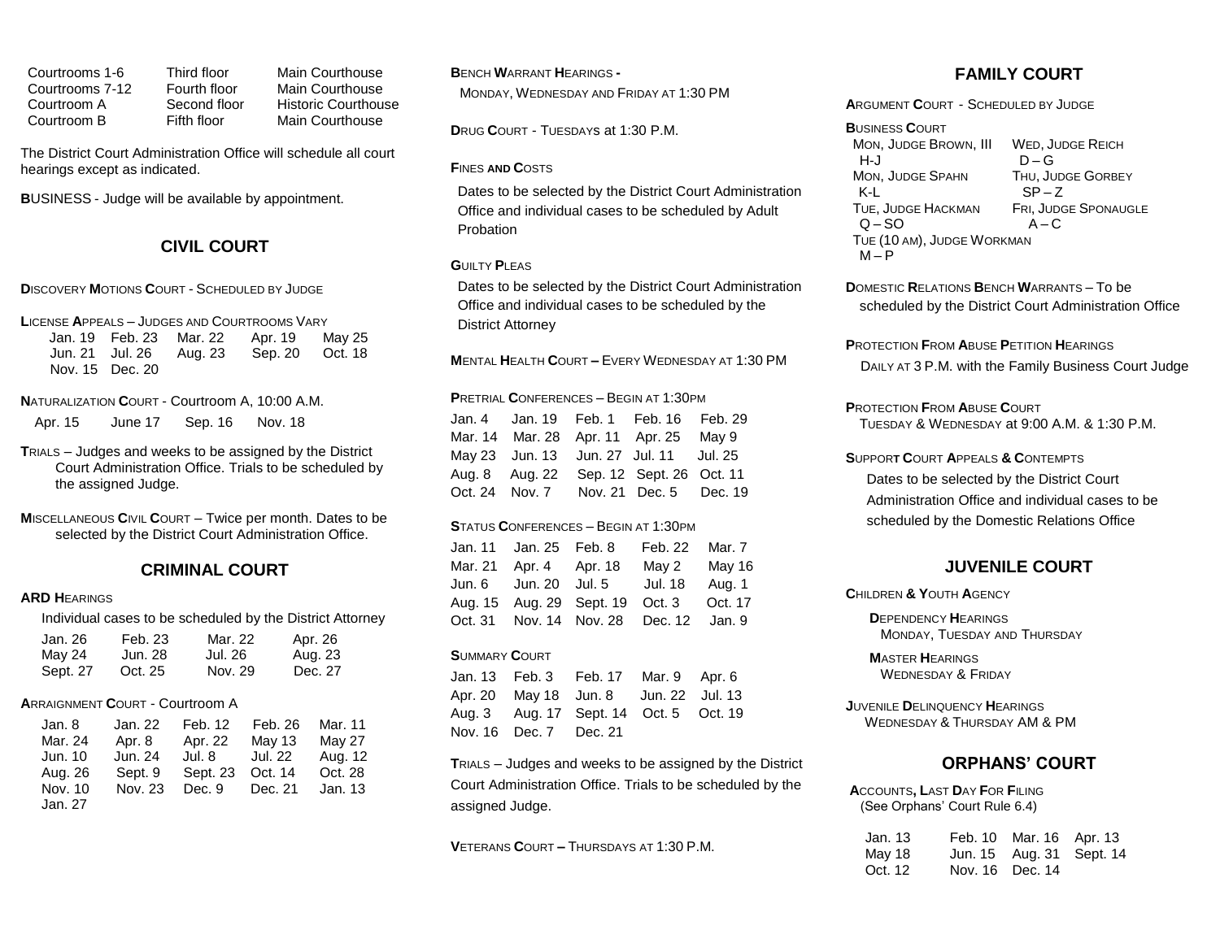| | | |
|---|---|---|
| Courtrooms 1-6 | Third floor | Main Courthouse |
| Courtrooms 7-12 | Fourth floor | Main Courthouse |
| Courtroom A | Second floor | Historic Courthouse |
| Courtroom B | Fifth floor | Main Courthouse |

The District Court Administration Office will schedule all court hearings except as indicated.

**B**USINESS - Judge will be available by appointment.

## CIVIL COURT

**D**ISCOVERY **M**OTIONS **C**OURT - SCHEDULED BY JUDGE

**L**ICENSE **A**PPEALS – JUDGES AND COURTROOMS VARY

| | | | | |
|---|---|---|---|---|
| Jan. 19 | Feb. 23 | Mar. 22 | Apr. 19 | May 25 |
| Jun. 21 | Jul. 26 | Aug. 23 | Sep. 20 | Oct. 18 |
| Nov. 15 | Dec. 20 | | | |

**N**ATURALIZATION **C**OURT - Courtroom A, 10:00 A.M.

| | | | |
|---|---|---|---|
| Apr. 15 | June 17 | Sep. 16 | Nov. 18 |

**T**RIALS – Judges and weeks to be assigned by the District Court Administration Office. Trials to be scheduled by the assigned Judge.

**M**ISCELLANEOUS **C**IVIL **C**OURT – Twice per month. Dates to be selected by the District Court Administration Office.

## CRIMINAL COURT

**ARD H**EARINGS

Individual cases to be scheduled by the District Attorney

| | | | |
|---|---|---|---|
| Jan. 26 | Feb. 23 | Mar. 22 | Apr. 26 |
| May 24 | Jun. 28 | Jul. 26 | Aug. 23 |
| Sept. 27 | Oct. 25 | Nov. 29 | Dec. 27 |

**A**RRAIGNMENT **C**OURT - Courtroom A

| | | | | |
|---|---|---|---|---|
| Jan. 8 | Jan. 22 | Feb. 12 | Feb. 26 | Mar. 11 |
| Mar. 24 | Apr. 8 | Apr. 22 | May 13 | May 27 |
| Jun. 10 | Jun. 24 | Jul. 8 | Jul. 22 | Aug. 12 |
| Aug. 26 | Sept. 9 | Sept. 23 | Oct. 14 | Oct. 28 |
| Nov. 10 | Nov. 23 | Dec. 9 | Dec. 21 | Jan. 13 |
| Jan. 27 | | | | |

**B**ENCH **W**ARRANT **H**EARINGS - MONDAY, WEDNESDAY AND FRIDAY AT 1:30 PM

**D**RUG **C**OURT - TUESDAYS at 1:30 P.M.

**F**INES AND **C**OSTS

Dates to be selected by the District Court Administration Office and individual cases to be scheduled by Adult Probation

**G**UILTY **P**LEAS

Dates to be selected by the District Court Administration Office and individual cases to be scheduled by the District Attorney

**M**ENTAL **H**EALTH **C**OURT – EVERY WEDNESDAY AT 1:30 PM

**P**RETRIAL **C**ONFERENCES – BEGIN AT 1:30PM

| | | | | |
|---|---|---|---|---|
| Jan. 4 | Jan. 19 | Feb. 1 | Feb. 16 | Feb. 29 |
| Mar. 14 | Mar. 28 | Apr. 11 | Apr. 25 | May 9 |
| May 23 | Jun. 13 | Jun. 27 | Jul. 11 | Jul. 25 |
| Aug. 8 | Aug. 22 | Sep. 12 | Sept. 26 | Oct. 11 |
| Oct. 24 | Nov. 7 | Nov. 21 | Dec. 5 | Dec. 19 |

**S**TATUS **C**ONFERENCES – BEGIN AT 1:30PM

| | | | | |
|---|---|---|---|---|
| Jan. 11 | Jan. 25 | Feb. 8 | Feb. 22 | Mar. 7 |
| Mar. 21 | Apr. 4 | Apr. 18 | May 2 | May 16 |
| Jun. 6 | Jun. 20 | Jul. 5 | Jul. 18 | Aug. 1 |
| Aug. 15 | Aug. 29 | Sept. 19 | Oct. 3 | Oct. 17 |
| Oct. 31 | Nov. 14 | Nov. 28 | Dec. 12 | Jan. 9 |

**S**UMMARY **C**OURT

| | | | | |
|---|---|---|---|---|
| Jan. 13 | Feb. 3 | Feb. 17 | Mar. 9 | Apr. 6 |
| Apr. 20 | May 18 | Jun. 8 | Jun. 22 | Jul. 13 |
| Aug. 3 | Aug. 17 | Sept. 14 | Oct. 5 | Oct. 19 |
| Nov. 16 | Dec. 7 | Dec. 21 | | |

**T**RIALS – Judges and weeks to be assigned by the District Court Administration Office. Trials to be scheduled by the assigned Judge.

**V**ETERANS **C**OURT – THURSDAYS AT 1:30 P.M.

## FAMILY COURT

**A**RGUMENT **C**OURT - SCHEDULED BY JUDGE

**B**USINESS **C**OURT

| | |
|---|---|
| MON, JUDGE BROWN, III<br>H-J | WED, JUDGE REICH<br>D – G |
| MON, JUDGE SPAHN<br>K-L | THU, JUDGE GORBEY<br>SP – Z |
| TUE, JUDGE HACKMAN<br>Q – SO | FRI, JUDGE SPONAUGLE<br>A – C |
| TUE (10 AM), JUDGE WORKMAN<br>M – P | |

**D**OMESTIC **R**ELATIONS **B**ENCH **W**ARRANTS – To be scheduled by the District Court Administration Office

**P**ROTECTION **F**ROM **A**BUSE **P**ETITION **H**EARINGS

DAILY AT 3 P.M. with the Family Business Court Judge

**P**ROTECTION **F**ROM **A**BUSE **C**OURT

TUESDAY & WEDNESDAY at 9:00 A.M. & 1:30 P.M.

**S**UPPORT **C**OURT **A**PPEALS **&** **C**ONTEMPTS

Dates to be selected by the District Court Administration Office and individual cases to be scheduled by the Domestic Relations Office

## JUVENILE COURT

**C**HILDREN **&** **Y**OUTH **A**GENCY

**D**EPENDENCY **H**EARINGS
MONDAY, TUESDAY AND THURSDAY

**M**ASTER **H**EARINGS
WEDNESDAY & FRIDAY

**J**UVENILE **D**ELINQUENCY **H**EARINGS
WEDNESDAY & THURSDAY AM & PM

## ORPHANS' COURT

**A**CCOUNTS**,** **L**AST **D**AY **F**OR **F**ILING
(See Orphans' Court Rule 6.4)

| | | | |
|---|---|---|---|
| Jan. 13 | Feb. 10 | Mar. 16 | Apr. 13 |
| May 18 | Jun. 15 | Aug. 31 | Sept. 14 |
| Oct. 12 | Nov. 16 | Dec. 14 | |